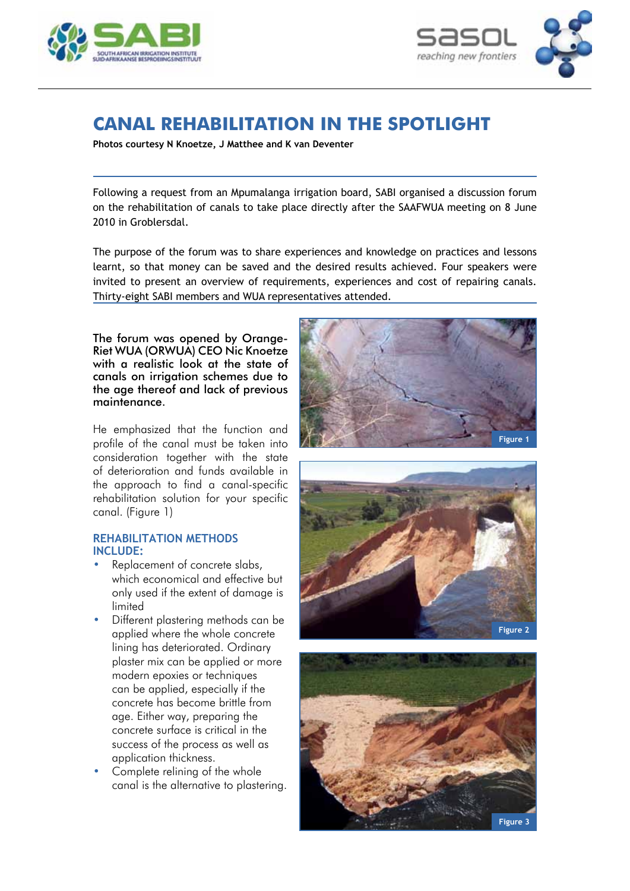# CANAL REHABILITATION IN THE SPOTLIGHT

**Photos courtesy N Knoetze, J Matthee and K van Deventer**

Following a request from an Mpumalanga irrigation board, SABI organised a discussion forum on the rehabilitation of canals to take place directly after the SAAFWUA meeting on 8 June 2010 in Groblersdal.

The purpose of the forum was to share experiences and knowledge on practices and lessons learnt, so that money can be saved and the desired results achieved. Four speakers were invited to present an overview of requirements, experiences and cost of repairing canals. Thirty-eight SABI members and WUA representatives attended.

The forum was opened by Orange-Riet WUA (ORWUA) CEO Nic Knoetze with a realistic look at the state of canals on irrigation schemes due to the age thereof and lack of previous maintenance.

He emphasized that the function and profile of the canal must be taken into consideration together with the state of deterioration and funds available in the approach to find a canal-specific rehabilitation solution for your specific canal. (Figure 1)

Figure 1

Figure 2

Figure 3

## REHABILITATION METHODS INCLUDE:

- Replacement of concrete slabs, which economical and effective but only used if the extent of damage is limited
- Different plastering methods can be applied where the whole concrete lining has deteriorated. Ordinary plaster mix can be applied or more modern epoxies or techniques can be applied, especially if the concrete has become brittle from age. Either way, preparing the concrete surface is critical in the success of the process as well as application thickness.
- Complete relining of the whole canal is the alternative to plastering.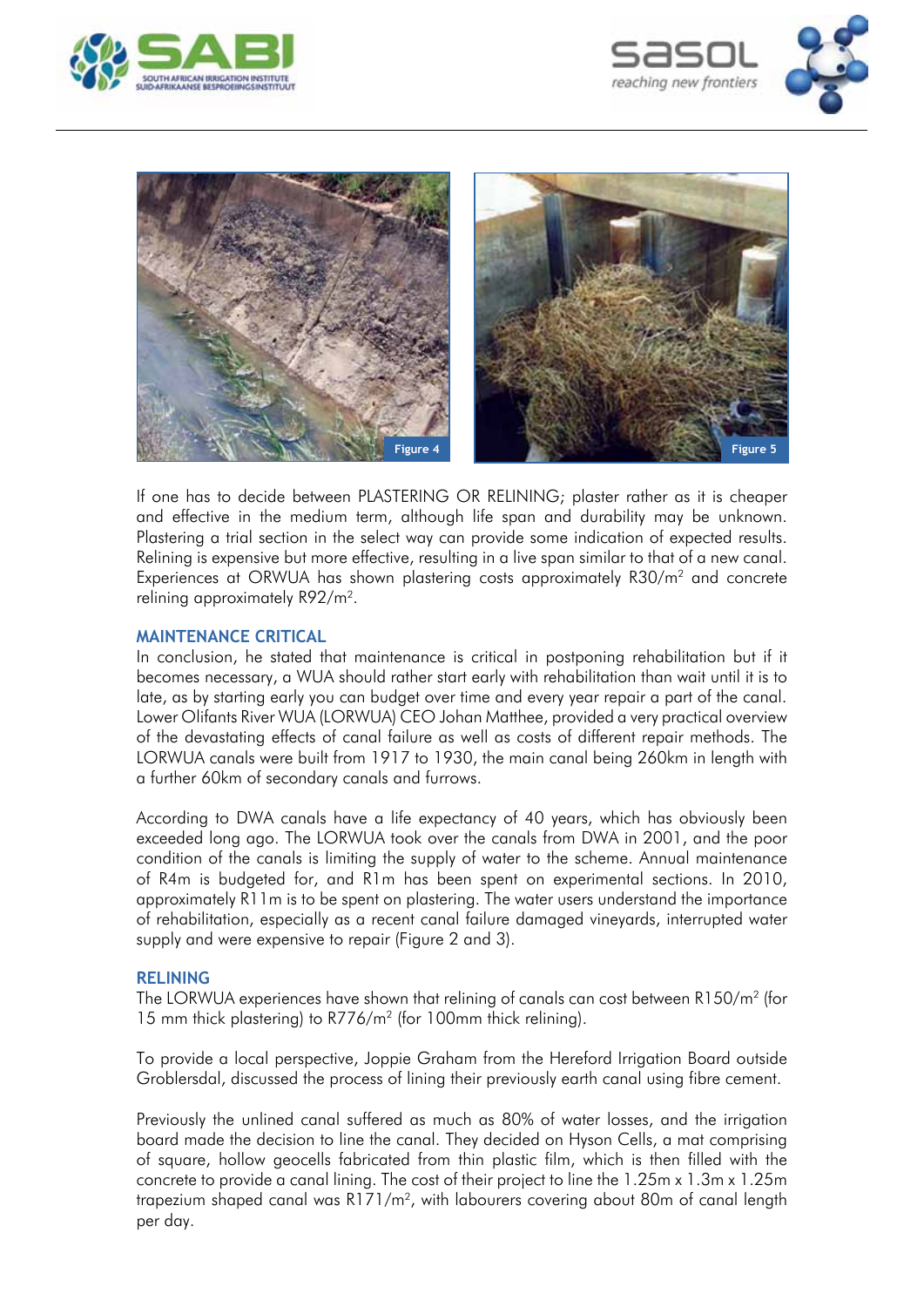Figure 4

Figure 5

If one has to decide between PLASTERING OR RELINING; plaster rather as it is cheaper and effective in the medium term, although life span and durability may be unknown. Plastering a trial section in the select way can provide some indication of expected results. Relining is expensive but more effective, resulting in a live span similar to that of a new canal. Experiences at ORWUA has shown plastering costs approximately R30/m$^2$ and concrete relining approximately R92/m$^2$.

## MAINTENANCE CRITICAL

In conclusion, he stated that maintenance is critical in postponing rehabilitation but if it becomes necessary, a WUA should rather start early with rehabilitation than wait until it is to late, as by starting early you can budget over time and every year repair a part of the canal. Lower Olifants River WUA (LORWUA) CEO Johan Matthee, provided a very practical overview of the devastating effects of canal failure as well as costs of different repair methods. The LORWUA canals were built from 1917 to 1930, the main canal being 260km in length with a further 60km of secondary canals and furrows.

According to DWA canals have a life expectancy of 40 years, which has obviously been exceeded long ago. The LORWUA took over the canals from DWA in 2001, and the poor condition of the canals is limiting the supply of water to the scheme. Annual maintenance of R4m is budgeted for, and R1m has been spent on experimental sections. In 2010, approximately R11m is to be spent on plastering. The water users understand the importance of rehabilitation, especially as a recent canal failure damaged vineyards, interrupted water supply and were expensive to repair (Figure 2 and 3).

## RELINING

The LORWUA experiences have shown that relining of canals can cost between R150/m$^2$ (for 15 mm thick plastering) to R776/m$^2$ (for 100mm thick relining).

To provide a local perspective, Joppie Graham from the Hereford Irrigation Board outside Groblersdal, discussed the process of lining their previously earth canal using fibre cement.

Previously the unlined canal suffered as much as 80% of water losses, and the irrigation board made the decision to line the canal. They decided on Hyson Cells, a mat comprising of square, hollow geocells fabricated from thin plastic film, which is then filled with the concrete to provide a canal lining. The cost of their project to line the 1.25m x 1.3m x 1.25m trapezium shaped canal was R171/m$^2$, with labourers covering about 80m of canal length per day.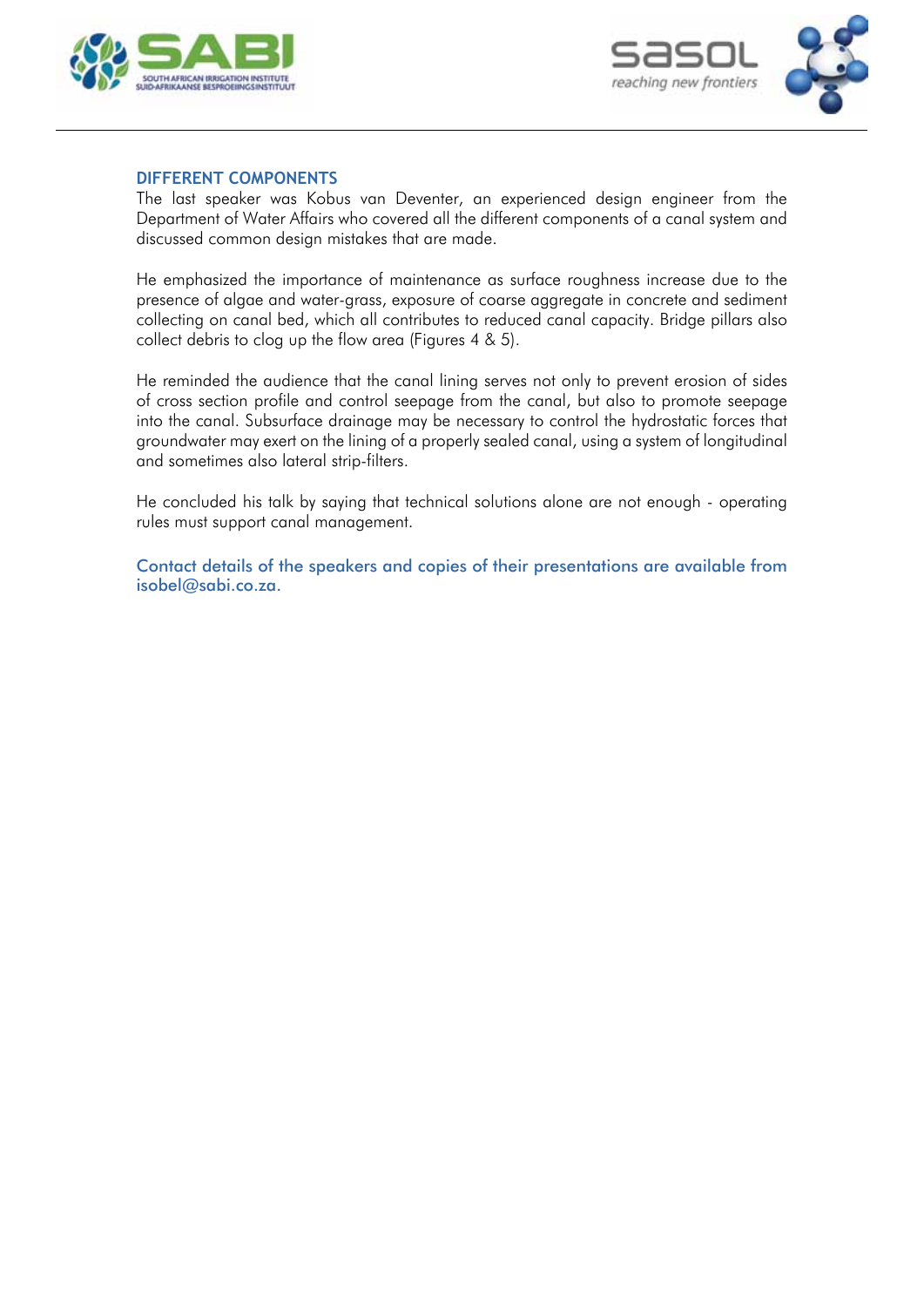## DIFFERENT COMPONENTS

The last speaker was Kobus van Deventer, an experienced design engineer from the Department of Water Affairs who covered all the different components of a canal system and discussed common design mistakes that are made.

He emphasized the importance of maintenance as surface roughness increase due to the presence of algae and water-grass, exposure of coarse aggregate in concrete and sediment collecting on canal bed, which all contributes to reduced canal capacity. Bridge pillars also collect debris to clog up the flow area (Figures 4 & 5).

He reminded the audience that the canal lining serves not only to prevent erosion of sides of cross section profile and control seepage from the canal, but also to promote seepage into the canal. Subsurface drainage may be necessary to control the hydrostatic forces that groundwater may exert on the lining of a properly sealed canal, using a system of longitudinal and sometimes also lateral strip-filters.

He concluded his talk by saying that technical solutions alone are not enough - operating rules must support canal management.

Contact details of the speakers and copies of their presentations are available from isobel@sabi.co.za.